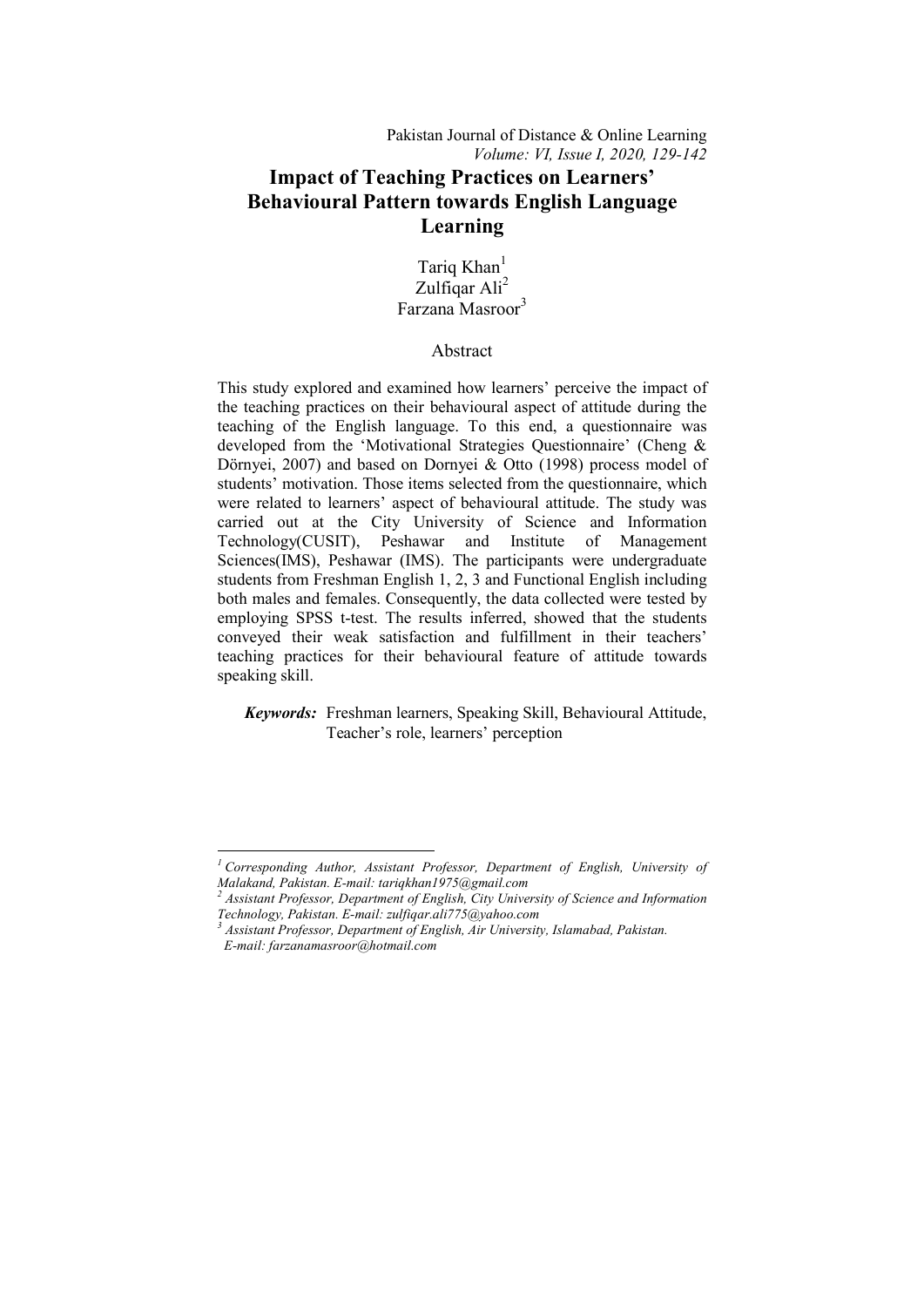# Impact of Teaching Practices on Learners' Behavioural Pattern towards English Language Learning

Tariq Khan[1]
Zulfiqar Ali[2]
Farzana Masroor[3]

## Abstract

This study explored and examined how learners' perceive the impact of the teaching practices on their behavioural aspect of attitude during the teaching of the English language. To this end, a questionnaire was developed from the 'Motivational Strategies Questionnaire' (Cheng & Dörnyei, 2007) and based on Dornyei & Otto (1998) process model of students' motivation. Those items selected from the questionnaire, which were related to learners' aspect of behavioural attitude. The study was carried out at the City University of Science and Information Technology(CUSIT), Peshawar and Institute of Management Sciences(IMS), Peshawar (IMS). The participants were undergraduate students from Freshman English 1, 2, 3 and Functional English including both males and females. Consequently, the data collected were tested by employing SPSS t-test. The results inferred, showed that the students conveyed their weak satisfaction and fulfillment in their teachers' teaching practices for their behavioural feature of attitude towards speaking skill.

***Keywords:*** Freshman learners, Speaking Skill, Behavioural Attitude, Teacher's role, learners' perception

---

*[1] Corresponding Author, Assistant Professor, Department of English, University of Malakand, Pakistan. E-mail: tariqkhan1975@gmail.com*

*[2] Assistant Professor, Department of English, City University of Science and Information Technology, Pakistan. E-mail: zulfiqar.ali775@yahoo.com*

*[3] Assistant Professor, Department of English, Air University, Islamabad, Pakistan. E-mail: farzanamasroor@hotmail.com*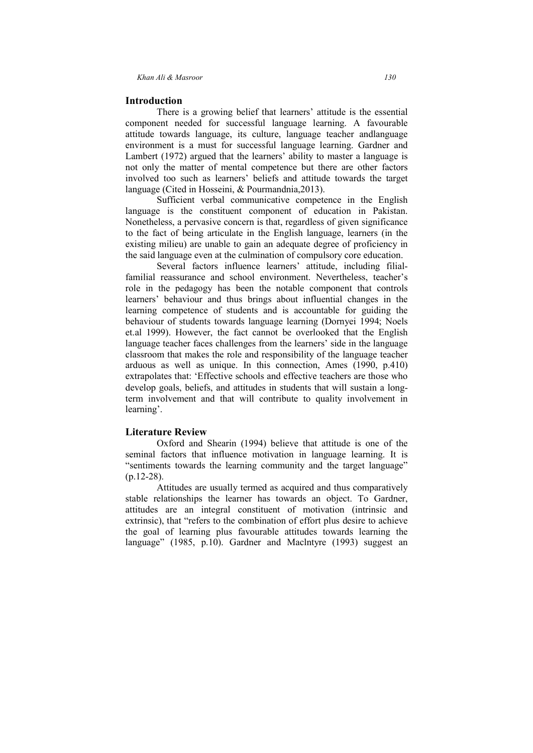## Introduction

There is a growing belief that learners' attitude is the essential component needed for successful language learning. A favourable attitude towards language, its culture, language teacher andlanguage environment is a must for successful language learning. Gardner and Lambert (1972) argued that the learners' ability to master a language is not only the matter of mental competence but there are other factors involved too such as learners' beliefs and attitude towards the target language (Cited in Hosseini, & Pourmandnia,2013).

Sufficient verbal communicative competence in the English language is the constituent component of education in Pakistan. Nonetheless, a pervasive concern is that, regardless of given significance to the fact of being articulate in the English language, learners (in the existing milieu) are unable to gain an adequate degree of proficiency in the said language even at the culmination of compulsory core education.

Several factors influence learners' attitude, including filial-familial reassurance and school environment. Nevertheless, teacher's role in the pedagogy has been the notable component that controls learners' behaviour and thus brings about influential changes in the learning competence of students and is accountable for guiding the behaviour of students towards language learning (Dornyei 1994; Noels et.al 1999). However, the fact cannot be overlooked that the English language teacher faces challenges from the learners' side in the language classroom that makes the role and responsibility of the language teacher arduous as well as unique. In this connection, Ames (1990, p.410) extrapolates that: 'Effective schools and effective teachers are those who develop goals, beliefs, and attitudes in students that will sustain a long-term involvement and that will contribute to quality involvement in learning'.

## Literature Review

Oxford and Shearin (1994) believe that attitude is one of the seminal factors that influence motivation in language learning. It is "sentiments towards the learning community and the target language" (p.12-28).

Attitudes are usually termed as acquired and thus comparatively stable relationships the learner has towards an object. To Gardner, attitudes are an integral constituent of motivation (intrinsic and extrinsic), that "refers to the combination of effort plus desire to achieve the goal of learning plus favourable attitudes towards learning the language" (1985, p.10). Gardner and Maclntyre (1993) suggest an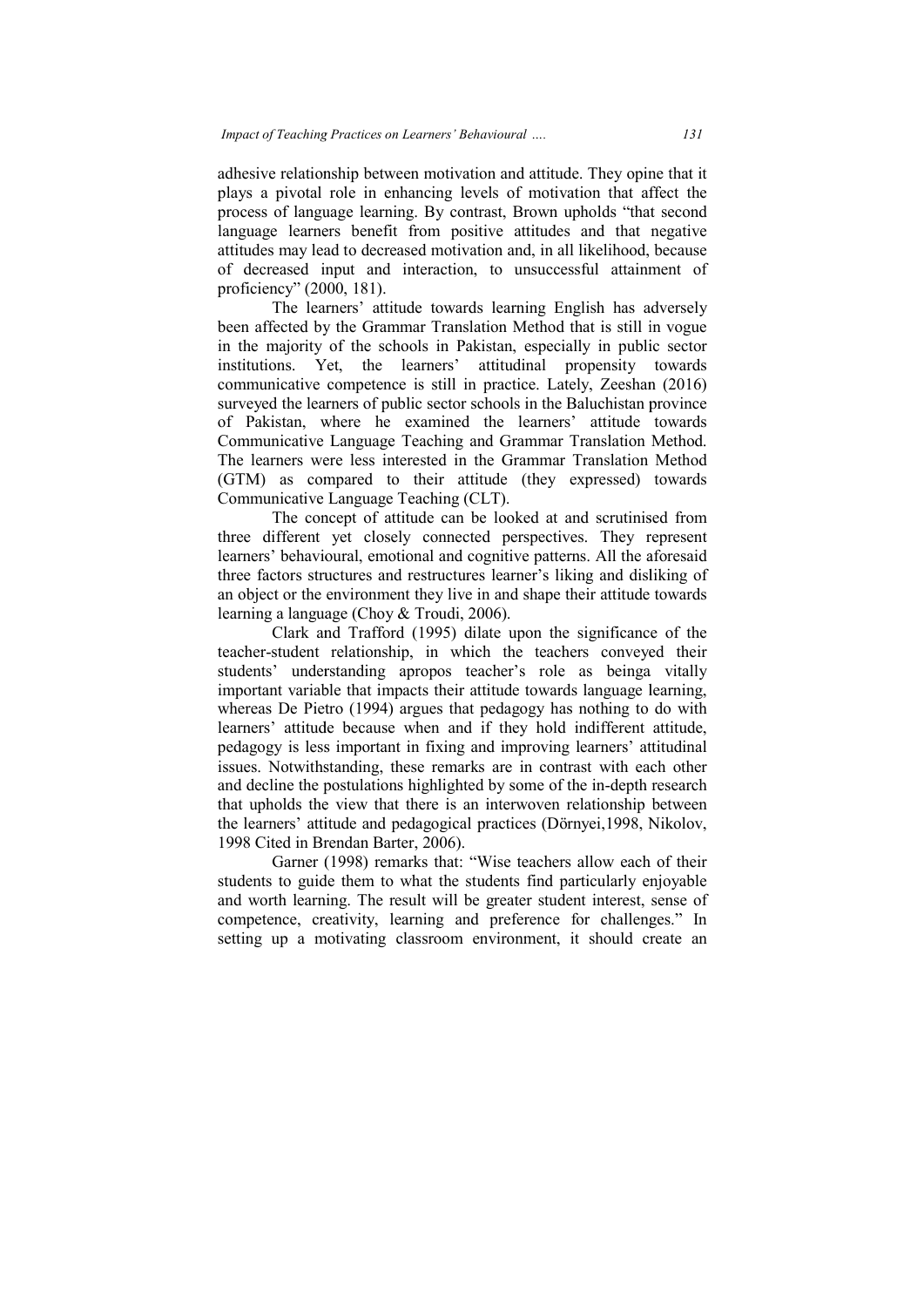adhesive relationship between motivation and attitude. They opine that it plays a pivotal role in enhancing levels of motivation that affect the process of language learning. By contrast, Brown upholds "that second language learners benefit from positive attitudes and that negative attitudes may lead to decreased motivation and, in all likelihood, because of decreased input and interaction, to unsuccessful attainment of proficiency" (2000, 181).

The learners' attitude towards learning English has adversely been affected by the Grammar Translation Method that is still in vogue in the majority of the schools in Pakistan, especially in public sector institutions. Yet, the learners' attitudinal propensity towards communicative competence is still in practice. Lately, Zeeshan (2016) surveyed the learners of public sector schools in the Baluchistan province of Pakistan, where he examined the learners' attitude towards Communicative Language Teaching and Grammar Translation Method. The learners were less interested in the Grammar Translation Method (GTM) as compared to their attitude (they expressed) towards Communicative Language Teaching (CLT).

The concept of attitude can be looked at and scrutinised from three different yet closely connected perspectives. They represent learners' behavioural, emotional and cognitive patterns. All the aforesaid three factors structures and restructures learner's liking and disliking of an object or the environment they live in and shape their attitude towards learning a language (Choy & Troudi, 2006).

Clark and Trafford (1995) dilate upon the significance of the teacher-student relationship, in which the teachers conveyed their students' understanding apropos teacher's role as beinga vitally important variable that impacts their attitude towards language learning, whereas De Pietro (1994) argues that pedagogy has nothing to do with learners' attitude because when and if they hold indifferent attitude, pedagogy is less important in fixing and improving learners' attitudinal issues. Notwithstanding, these remarks are in contrast with each other and decline the postulations highlighted by some of the in-depth research that upholds the view that there is an interwoven relationship between the learners' attitude and pedagogical practices (Dörnyei,1998, Nikolov, 1998 Cited in Brendan Barter, 2006).

Garner (1998) remarks that: "Wise teachers allow each of their students to guide them to what the students find particularly enjoyable and worth learning. The result will be greater student interest, sense of competence, creativity, learning and preference for challenges." In setting up a motivating classroom environment, it should create an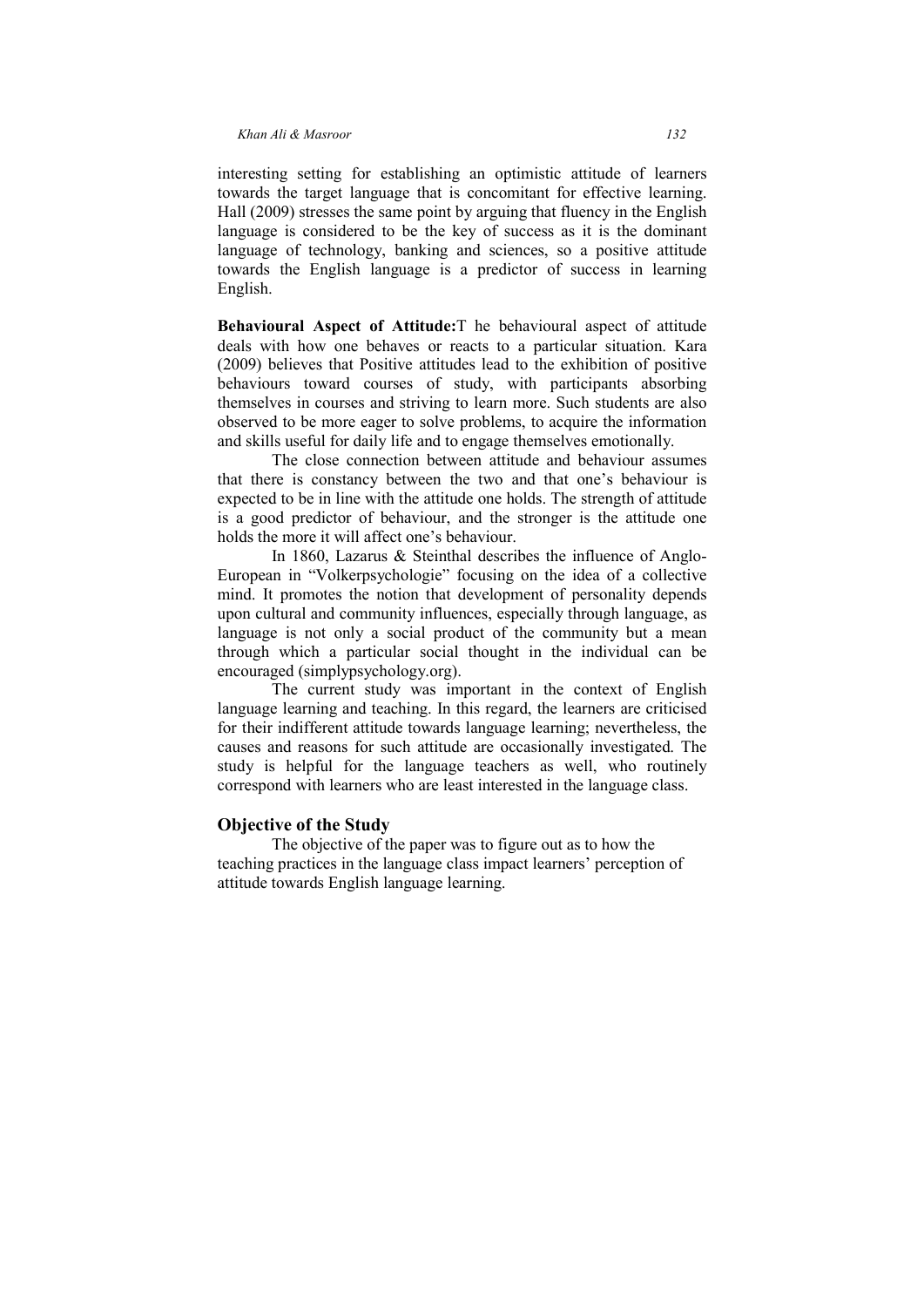interesting setting for establishing an optimistic attitude of learners towards the target language that is concomitant for effective learning. Hall (2009) stresses the same point by arguing that fluency in the English language is considered to be the key of success as it is the dominant language of technology, banking and sciences, so a positive attitude towards the English language is a predictor of success in learning English.

**Behavioural Aspect of Attitude:**T he behavioural aspect of attitude deals with how one behaves or reacts to a particular situation. Kara (2009) believes that Positive attitudes lead to the exhibition of positive behaviours toward courses of study, with participants absorbing themselves in courses and striving to learn more. Such students are also observed to be more eager to solve problems, to acquire the information and skills useful for daily life and to engage themselves emotionally.

The close connection between attitude and behaviour assumes that there is constancy between the two and that one's behaviour is expected to be in line with the attitude one holds. The strength of attitude is a good predictor of behaviour, and the stronger is the attitude one holds the more it will affect one's behaviour.

In 1860, Lazarus & Steinthal describes the influence of Anglo-European in "Volkerpsychologie" focusing on the idea of a collective mind. It promotes the notion that development of personality depends upon cultural and community influences, especially through language, as language is not only a social product of the community but a mean through which a particular social thought in the individual can be encouraged (simplypsychology.org).

The current study was important in the context of English language learning and teaching. In this regard, the learners are criticised for their indifferent attitude towards language learning; nevertheless, the causes and reasons for such attitude are occasionally investigated. The study is helpful for the language teachers as well, who routinely correspond with learners who are least interested in the language class.

## Objective of the Study

The objective of the paper was to figure out as to how the teaching practices in the language class impact learners' perception of attitude towards English language learning.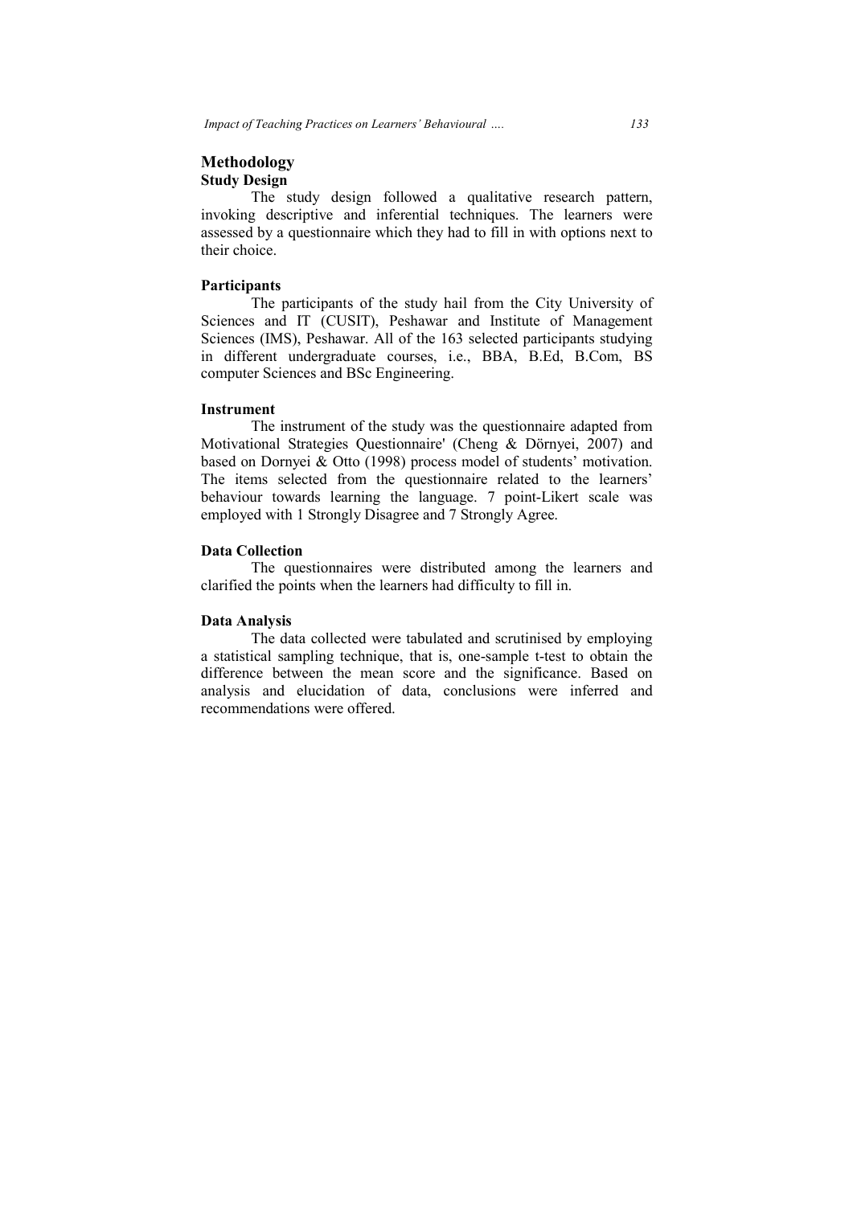## Methodology

### Study Design

The study design followed a qualitative research pattern, invoking descriptive and inferential techniques. The learners were assessed by a questionnaire which they had to fill in with options next to their choice.

### Participants

The participants of the study hail from the City University of Sciences and IT (CUSIT), Peshawar and Institute of Management Sciences (IMS), Peshawar. All of the 163 selected participants studying in different undergraduate courses, i.e., BBA, B.Ed, B.Com, BS computer Sciences and BSc Engineering.

### Instrument

The instrument of the study was the questionnaire adapted from Motivational Strategies Questionnaire' (Cheng & Dörnyei, 2007) and based on Dornyei & Otto (1998) process model of students' motivation. The items selected from the questionnaire related to the learners' behaviour towards learning the language. 7 point-Likert scale was employed with 1 Strongly Disagree and 7 Strongly Agree.

### Data Collection

The questionnaires were distributed among the learners and clarified the points when the learners had difficulty to fill in.

### Data Analysis

The data collected were tabulated and scrutinised by employing a statistical sampling technique, that is, one-sample t-test to obtain the difference between the mean score and the significance. Based on analysis and elucidation of data, conclusions were inferred and recommendations were offered.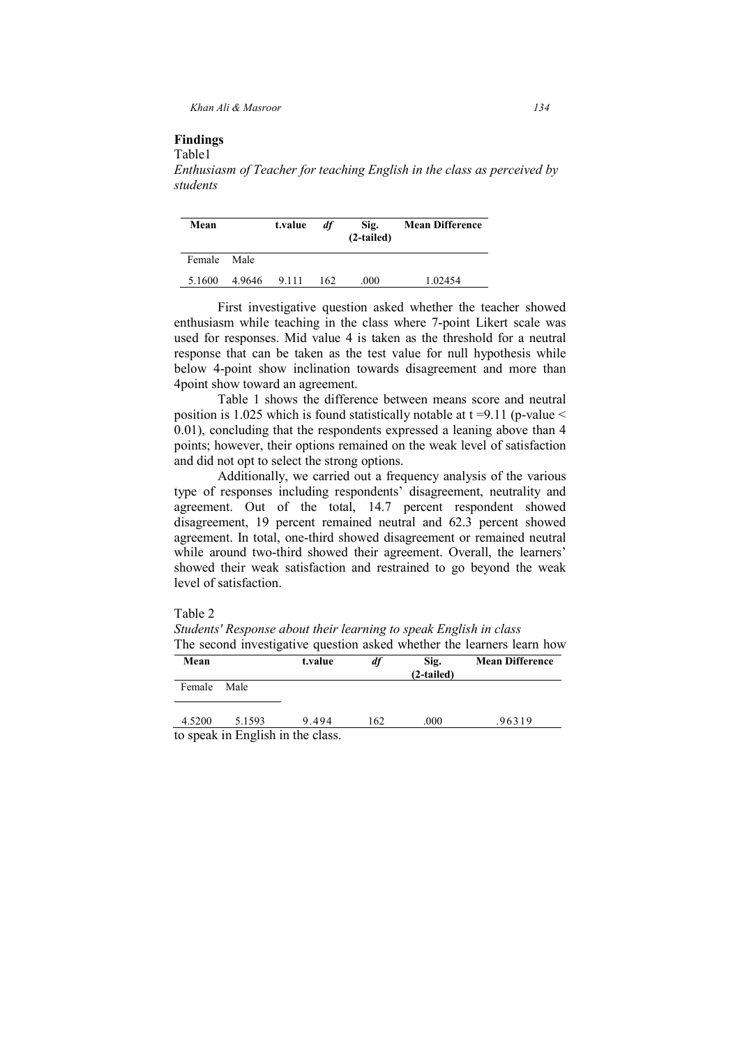## Findings

Table1

*Enthusiasm of Teacher for teaching English in the class as perceived by students*

| Mean | | t.value | *df* | Sig. (2-tailed) | Mean Difference |
|---|---|---|---|---|---|
| Female | Male | | | | |
| 5.1600 | 4.9646 | 9.111 | 162 | .000 | 1.02454 |

First investigative question asked whether the teacher showed enthusiasm while teaching in the class where 7-point Likert scale was used for responses. Mid value 4 is taken as the threshold for a neutral response that can be taken as the test value for null hypothesis while below 4-point show inclination towards disagreement and more than 4point show toward an agreement.

Table 1 shows the difference between means score and neutral position is 1.025 which is found statistically notable at t =9.11 (p-value < 0.01), concluding that the respondents expressed a leaning above than 4 points; however, their options remained on the weak level of satisfaction and did not opt to select the strong options.

Additionally, we carried out a frequency analysis of the various type of responses including respondents' disagreement, neutrality and agreement. Out of the total, 14.7 percent respondent showed disagreement, 19 percent remained neutral and 62.3 percent showed agreement. In total, one-third showed disagreement or remained neutral while around two-third showed their agreement. Overall, the learners' showed their weak satisfaction and restrained to go beyond the weak level of satisfaction.

Table 2

*Students' Response about their learning to speak English in class*

| Mean | | t.value | *df* | Sig. (2-tailed) | Mean Difference |
|---|---|---|---|---|---|
| Female | Male | | | | |
| 4.5200 | 5.1593 | 9.494 | 162 | .000 | .96319 |

The second investigative question asked whether the learners learn how to speak in English in the class.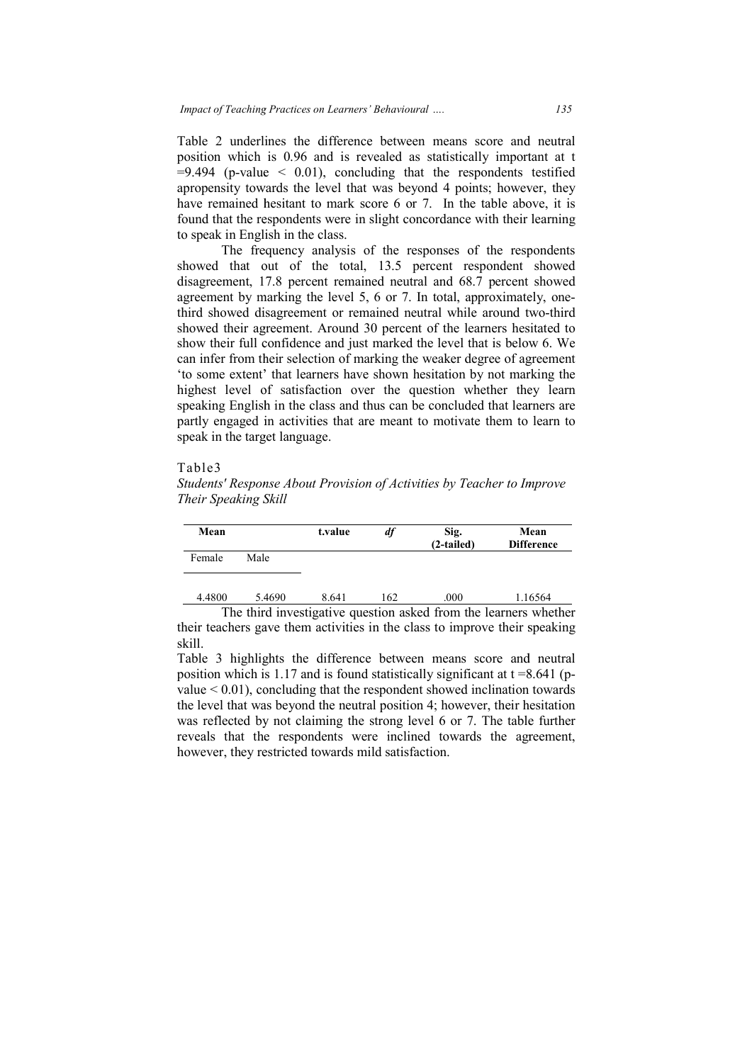Table 2 underlines the difference between means score and neutral position which is 0.96 and is revealed as statistically important at t =9.494 (p-value < 0.01), concluding that the respondents testified apropensity towards the level that was beyond 4 points; however, they have remained hesitant to mark score 6 or 7. In the table above, it is found that the respondents were in slight concordance with their learning to speak in English in the class.

The frequency analysis of the responses of the respondents showed that out of the total, 13.5 percent respondent showed disagreement, 17.8 percent remained neutral and 68.7 percent showed agreement by marking the level 5, 6 or 7. In total, approximately, one-third showed disagreement or remained neutral while around two-third showed their agreement. Around 30 percent of the learners hesitated to show their full confidence and just marked the level that is below 6. We can infer from their selection of marking the weaker degree of agreement 'to some extent' that learners have shown hesitation by not marking the highest level of satisfaction over the question whether they learn speaking English in the class and thus can be concluded that learners are partly engaged in activities that are meant to motivate them to learn to speak in the target language.

Table3

*Students' Response About Provision of Activities by Teacher to Improve Their Speaking Skill*

| Mean | | t.value | *df* | Sig. (2-tailed) | Mean Difference |
|---|---|---|---|---|---|
| Female | Male | | | | |
| 4.4800 | 5.4690 | 8.641 | 162 | .000 | 1.16564 |

The third investigative question asked from the learners whether their teachers gave them activities in the class to improve their speaking skill.

Table 3 highlights the difference between means score and neutral position which is 1.17 and is found statistically significant at t =8.641 (p-value < 0.01), concluding that the respondent showed inclination towards the level that was beyond the neutral position 4; however, their hesitation was reflected by not claiming the strong level 6 or 7. The table further reveals that the respondents were inclined towards the agreement, however, they restricted towards mild satisfaction.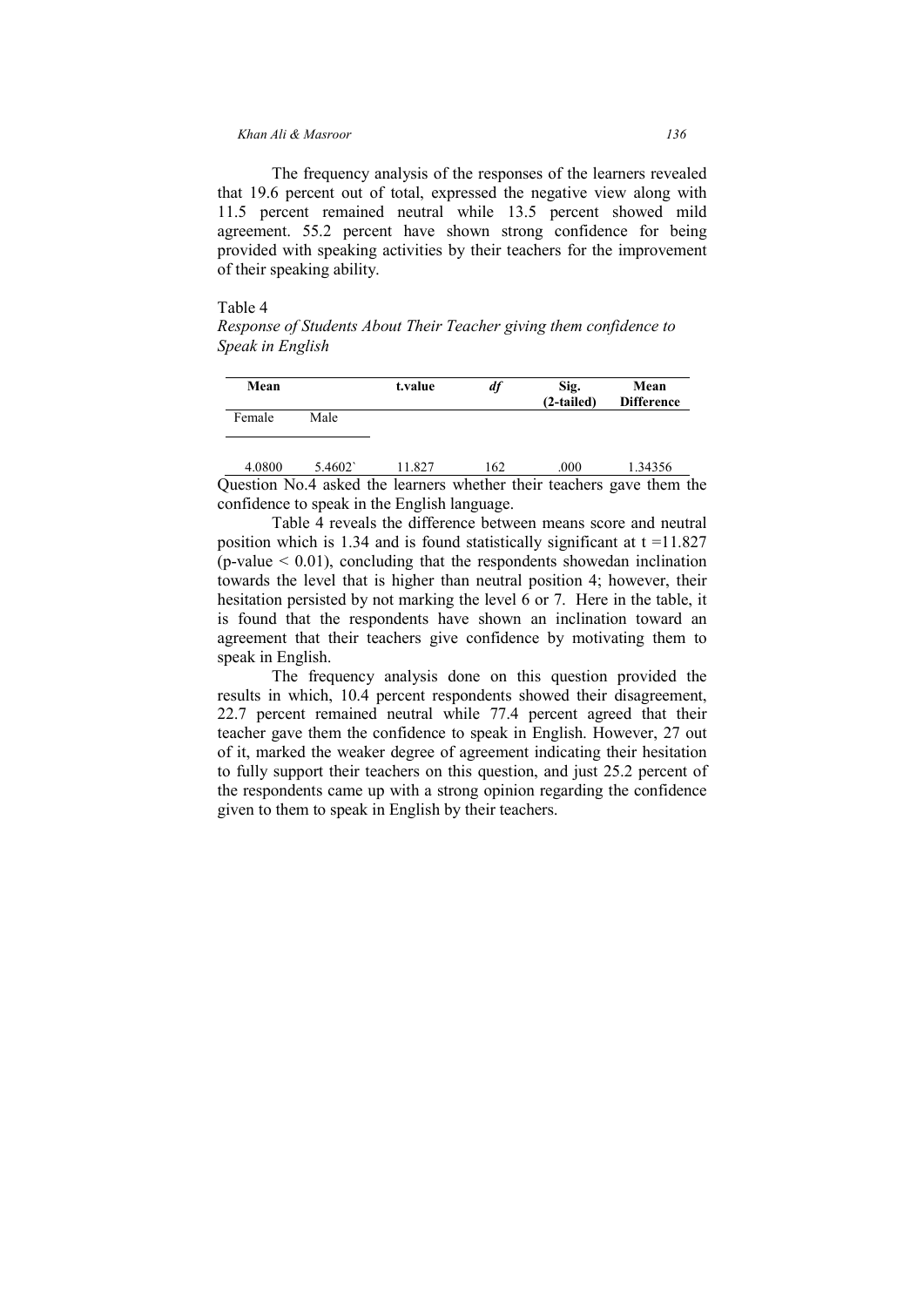The frequency analysis of the responses of the learners revealed that 19.6 percent out of total, expressed the negative view along with 11.5 percent remained neutral while 13.5 percent showed mild agreement. 55.2 percent have shown strong confidence for being provided with speaking activities by their teachers for the improvement of their speaking ability.

Table 4

*Response of Students About Their Teacher giving them confidence to Speak in English*

| **Mean** | | **t.value** | ***df*** | **Sig. (2-tailed)** | **Mean Difference** |
|---|---|---|---|---|---|
| Female | Male | | | | |
| 4.0800 | 5.4602` | 11.827 | 162 | .000 | 1.34356 |

Question No.4 asked the learners whether their teachers gave them the confidence to speak in the English language.

Table 4 reveals the difference between means score and neutral position which is 1.34 and is found statistically significant at t =11.827 (p-value < 0.01), concluding that the respondents showedan inclination towards the level that is higher than neutral position 4; however, their hesitation persisted by not marking the level 6 or 7. Here in the table, it is found that the respondents have shown an inclination toward an agreement that their teachers give confidence by motivating them to speak in English.

The frequency analysis done on this question provided the results in which, 10.4 percent respondents showed their disagreement, 22.7 percent remained neutral while 77.4 percent agreed that their teacher gave them the confidence to speak in English. However, 27 out of it, marked the weaker degree of agreement indicating their hesitation to fully support their teachers on this question, and just 25.2 percent of the respondents came up with a strong opinion regarding the confidence given to them to speak in English by their teachers.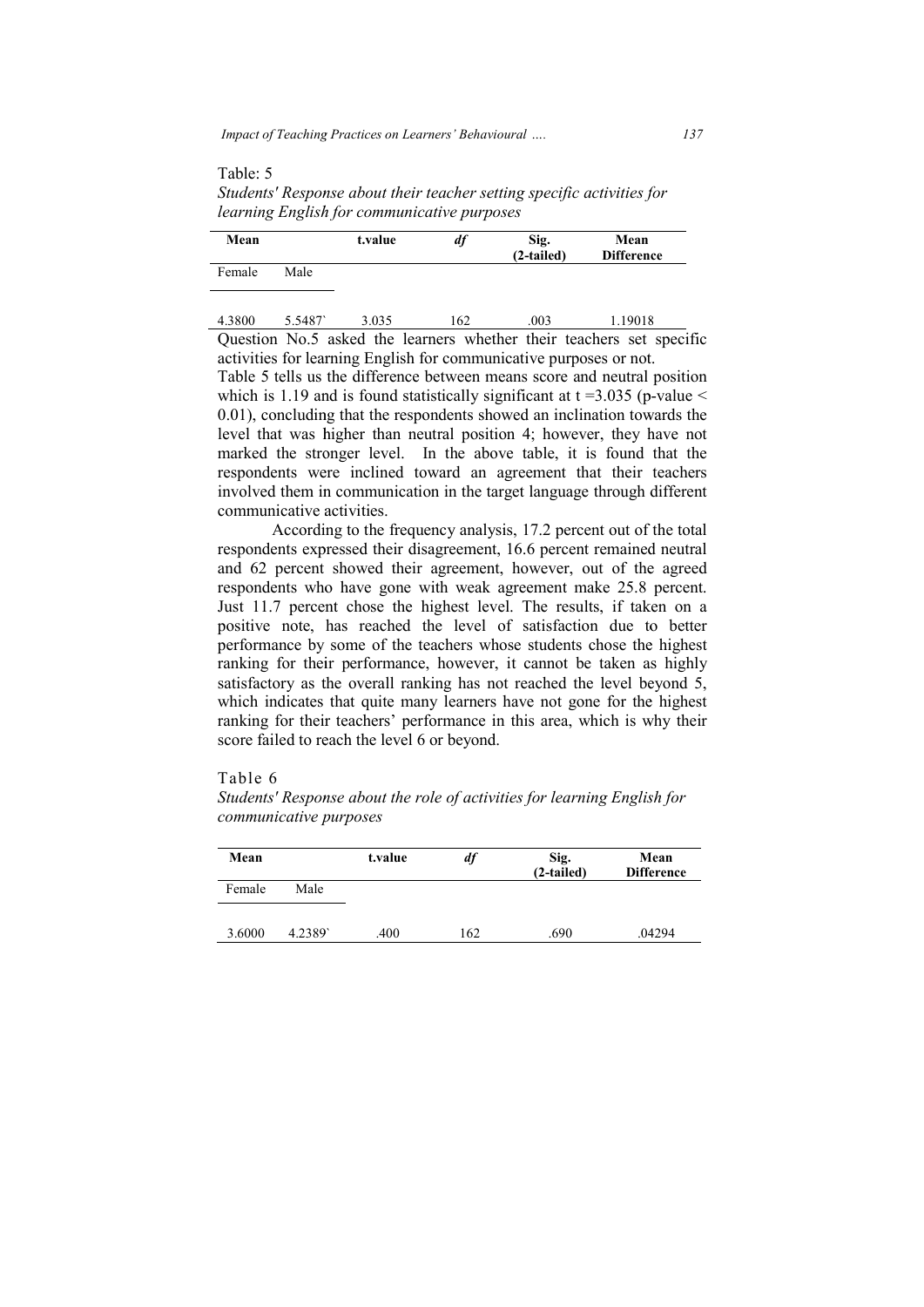Table: 5

*Students' Response about their teacher setting specific activities for learning English for communicative purposes*

| Mean | | t.value | *df* | Sig. (2-tailed) | Mean Difference |
|---|---|---|---|---|---|
| Female | Male | | | | |
| 4.3800 | 5.5487` | 3.035 | 162 | .003 | 1.19018 |

Question No.5 asked the learners whether their teachers set specific activities for learning English for communicative purposes or not.

Table 5 tells us the difference between means score and neutral position which is 1.19 and is found statistically significant at t =3.035 (p-value < 0.01), concluding that the respondents showed an inclination towards the level that was higher than neutral position 4; however, they have not marked the stronger level. In the above table, it is found that the respondents were inclined toward an agreement that their teachers involved them in communication in the target language through different communicative activities.

According to the frequency analysis, 17.2 percent out of the total respondents expressed their disagreement, 16.6 percent remained neutral and 62 percent showed their agreement, however, out of the agreed respondents who have gone with weak agreement make 25.8 percent. Just 11.7 percent chose the highest level. The results, if taken on a positive note, has reached the level of satisfaction due to better performance by some of the teachers whose students chose the highest ranking for their performance, however, it cannot be taken as highly satisfactory as the overall ranking has not reached the level beyond 5, which indicates that quite many learners have not gone for the highest ranking for their teachers' performance in this area, which is why their score failed to reach the level 6 or beyond.

Table 6

*Students' Response about the role of activities for learning English for communicative purposes*

| Mean | | t.value | *df* | Sig. (2-tailed) | Mean Difference |
|---|---|---|---|---|---|
| Female | Male | | | | |
| 3.6000 | 4.2389` | .400 | 162 | .690 | .04294 |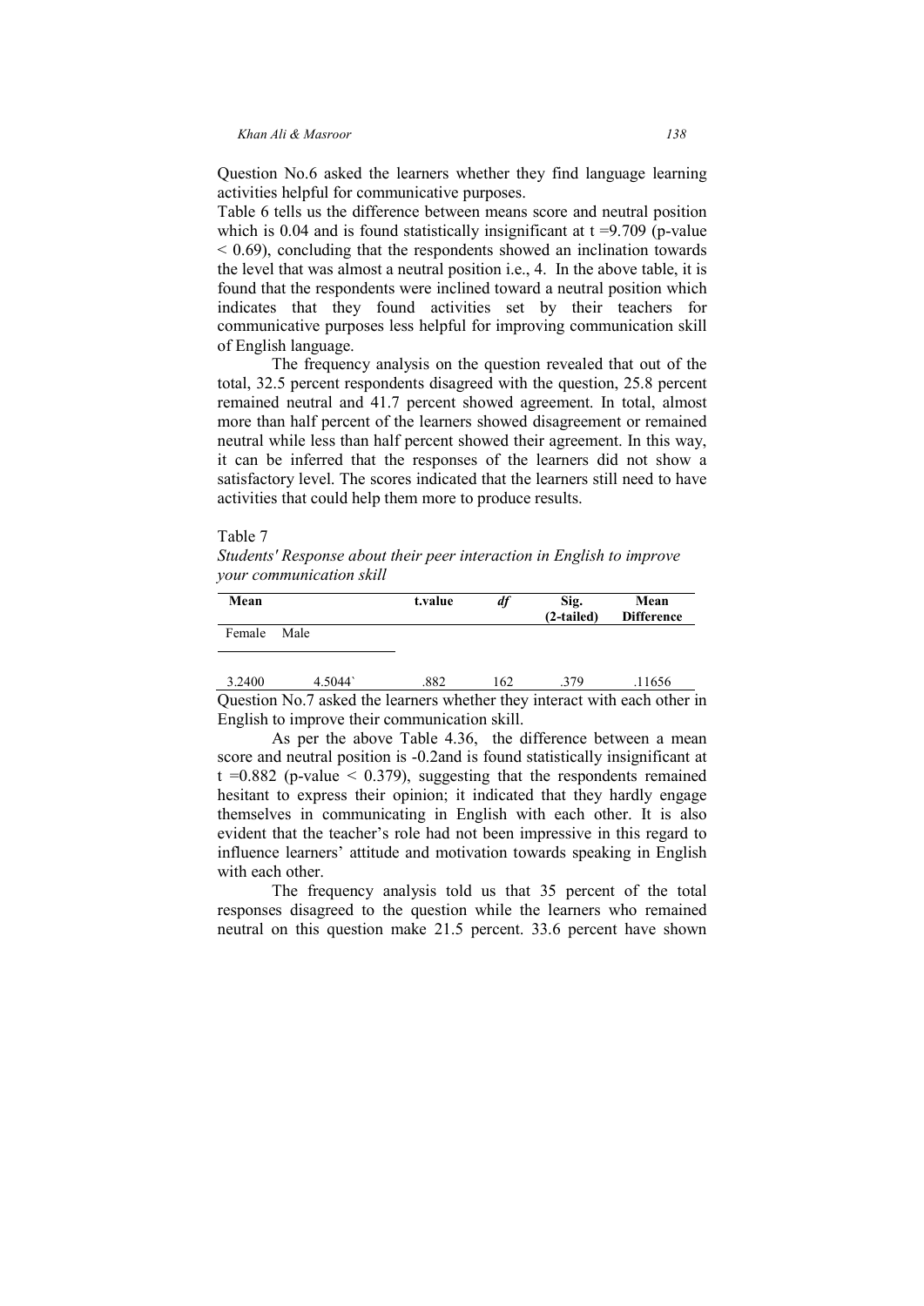Question No.6 asked the learners whether they find language learning activities helpful for communicative purposes.

Table 6 tells us the difference between means score and neutral position which is 0.04 and is found statistically insignificant at t =9.709 (p-value < 0.69), concluding that the respondents showed an inclination towards the level that was almost a neutral position i.e., 4. In the above table, it is found that the respondents were inclined toward a neutral position which indicates that they found activities set by their teachers for communicative purposes less helpful for improving communication skill of English language.

The frequency analysis on the question revealed that out of the total, 32.5 percent respondents disagreed with the question, 25.8 percent remained neutral and 41.7 percent showed agreement. In total, almost more than half percent of the learners showed disagreement or remained neutral while less than half percent showed their agreement. In this way, it can be inferred that the responses of the learners did not show a satisfactory level. The scores indicated that the learners still need to have activities that could help them more to produce results.

Table 7

*Students' Response about their peer interaction in English to improve your communication skill*

| Mean | | t.value | *df* | Sig. (2-tailed) | Mean Difference |
|---|---|---|---|---|---|
| Female | Male | | | | |
| 3.2400 | 4.5044` | .882 | 162 | .379 | .11656 |

Question No.7 asked the learners whether they interact with each other in English to improve their communication skill.

As per the above Table 4.36, the difference between a mean score and neutral position is -0.2and is found statistically insignificant at t =0.882 (p-value < 0.379), suggesting that the respondents remained hesitant to express their opinion; it indicated that they hardly engage themselves in communicating in English with each other. It is also evident that the teacher's role had not been impressive in this regard to influence learners' attitude and motivation towards speaking in English with each other.

The frequency analysis told us that 35 percent of the total responses disagreed to the question while the learners who remained neutral on this question make 21.5 percent. 33.6 percent have shown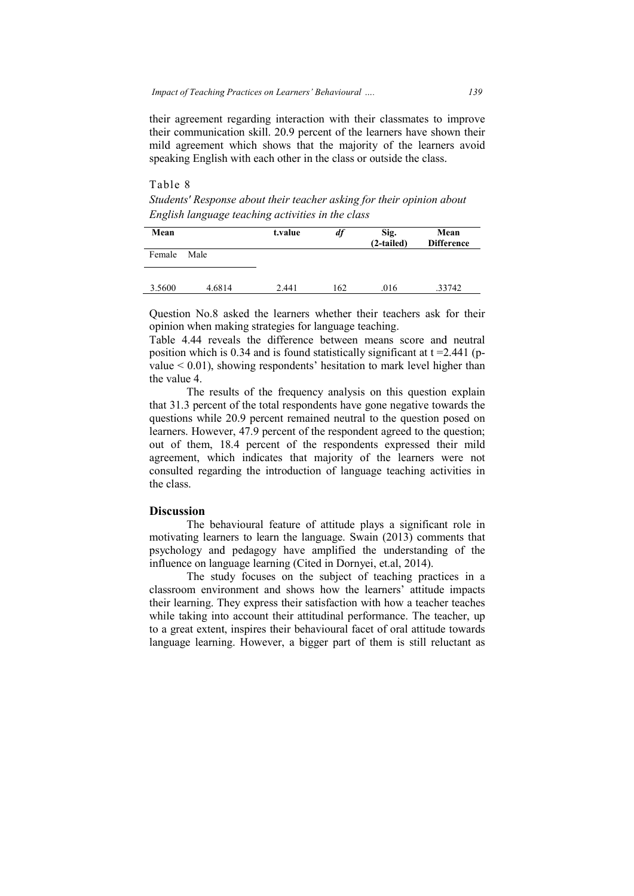their agreement regarding interaction with their classmates to improve their communication skill. 20.9 percent of the learners have shown their mild agreement which shows that the majority of the learners avoid speaking English with each other in the class or outside the class.

Table 8

*Students' Response about their teacher asking for their opinion about English language teaching activities in the class*

| Mean | | t.value | *df* | Sig. (2-tailed) | Mean Difference |
|---|---|---|---|---|---|
| Female | Male | | | | |
| 3.5600 | 4.6814 | 2.441 | 162 | .016 | .33742 |

Question No.8 asked the learners whether their teachers ask for their opinion when making strategies for language teaching.

Table 4.44 reveals the difference between means score and neutral position which is 0.34 and is found statistically significant at $t = 2.441$ (p-value $< 0.01$), showing respondents' hesitation to mark level higher than the value 4.

The results of the frequency analysis on this question explain that 31.3 percent of the total respondents have gone negative towards the questions while 20.9 percent remained neutral to the question posed on learners. However, 47.9 percent of the respondent agreed to the question; out of them, 18.4 percent of the respondents expressed their mild agreement, which indicates that majority of the learners were not consulted regarding the introduction of language teaching activities in the class.

## Discussion

The behavioural feature of attitude plays a significant role in motivating learners to learn the language. Swain (2013) comments that psychology and pedagogy have amplified the understanding of the influence on language learning (Cited in Dornyei, et.al, 2014).

The study focuses on the subject of teaching practices in a classroom environment and shows how the learners' attitude impacts their learning. They express their satisfaction with how a teacher teaches while taking into account their attitudinal performance. The teacher, up to a great extent, inspires their behavioural facet of oral attitude towards language learning. However, a bigger part of them is still reluctant as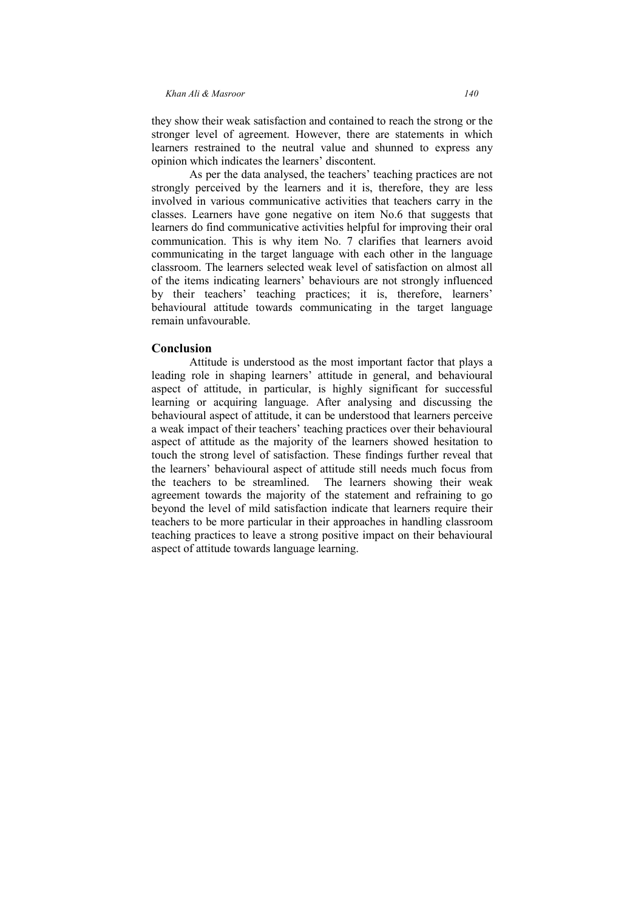they show their weak satisfaction and contained to reach the strong or the stronger level of agreement. However, there are statements in which learners restrained to the neutral value and shunned to express any opinion which indicates the learners' discontent.

As per the data analysed, the teachers' teaching practices are not strongly perceived by the learners and it is, therefore, they are less involved in various communicative activities that teachers carry in the classes. Learners have gone negative on item No.6 that suggests that learners do find communicative activities helpful for improving their oral communication. This is why item No. 7 clarifies that learners avoid communicating in the target language with each other in the language classroom. The learners selected weak level of satisfaction on almost all of the items indicating learners' behaviours are not strongly influenced by their teachers' teaching practices; it is, therefore, learners' behavioural attitude towards communicating in the target language remain unfavourable.

## Conclusion

Attitude is understood as the most important factor that plays a leading role in shaping learners' attitude in general, and behavioural aspect of attitude, in particular, is highly significant for successful learning or acquiring language. After analysing and discussing the behavioural aspect of attitude, it can be understood that learners perceive a weak impact of their teachers' teaching practices over their behavioural aspect of attitude as the majority of the learners showed hesitation to touch the strong level of satisfaction. These findings further reveal that the learners' behavioural aspect of attitude still needs much focus from the teachers to be streamlined. The learners showing their weak agreement towards the majority of the statement and refraining to go beyond the level of mild satisfaction indicate that learners require their teachers to be more particular in their approaches in handling classroom teaching practices to leave a strong positive impact on their behavioural aspect of attitude towards language learning.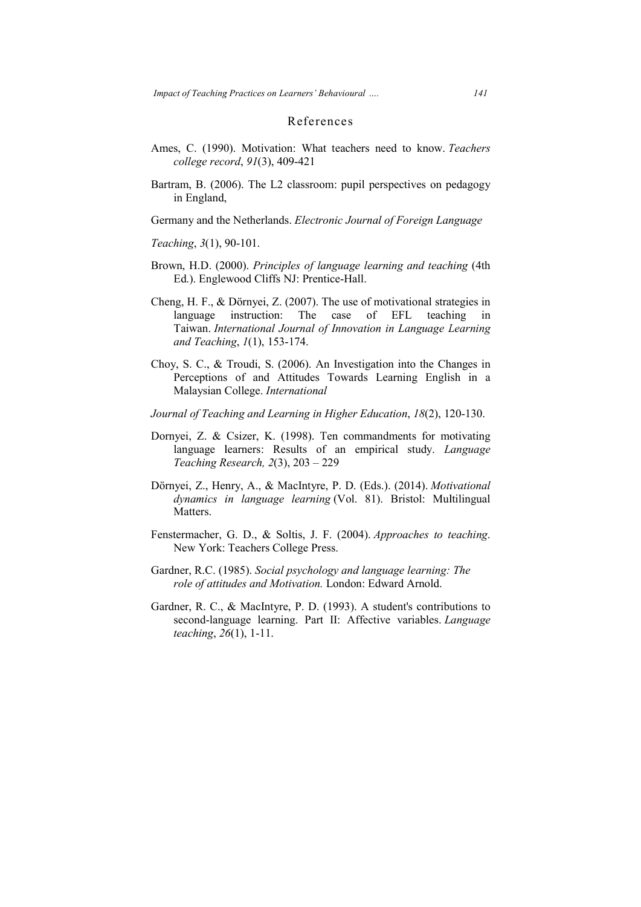## References

Ames, C. (1990). Motivation: What teachers need to know. *Teachers college record*, *91*(3), 409-421

Bartram, B. (2006). The L2 classroom: pupil perspectives on pedagogy in England,

Germany and the Netherlands. *Electronic Journal of Foreign Language*

*Teaching*, *3*(1), 90-101.

Brown, H.D. (2000). *Principles of language learning and teaching* (4th Ed.). Englewood Cliffs NJ: Prentice-Hall.

Cheng, H. F., & Dörnyei, Z. (2007). The use of motivational strategies in language instruction: The case of EFL teaching in Taiwan. *International Journal of Innovation in Language Learning and Teaching*, *1*(1), 153-174.

Choy, S. C., & Troudi, S. (2006). An Investigation into the Changes in Perceptions of and Attitudes Towards Learning English in a Malaysian College. *International*

*Journal of Teaching and Learning in Higher Education*, *18*(2), 120-130.

Dornyei, Z. & Csizer, K. (1998). Ten commandments for motivating language learners: Results of an empirical study. *Language Teaching Research, 2*(3), 203 – 229

Dörnyei, Z., Henry, A., & MacIntyre, P. D. (Eds.). (2014). *Motivational dynamics in language learning* (Vol. 81). Bristol: Multilingual Matters.

Fenstermacher, G. D., & Soltis, J. F. (2004). *Approaches to teaching*. New York: Teachers College Press.

Gardner, R.C. (1985). *Social psychology and language learning: The role of attitudes and Motivation.* London: Edward Arnold.

Gardner, R. C., & MacIntyre, P. D. (1993). A student's contributions to second-language learning. Part II: Affective variables. *Language teaching*, *26*(1), 1-11.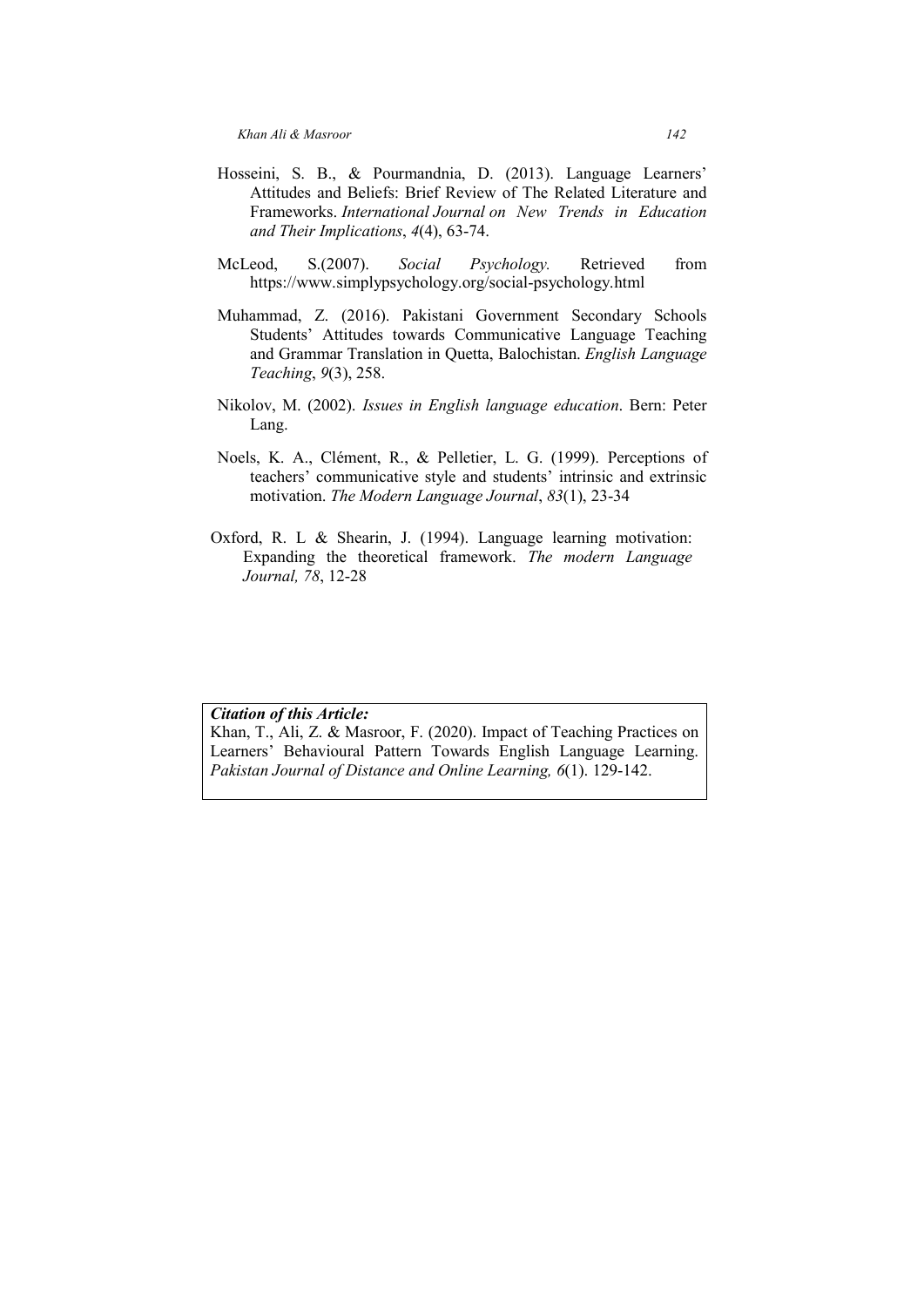Hosseini, S. B., & Pourmandnia, D. (2013). Language Learners' Attitudes and Beliefs: Brief Review of The Related Literature and Frameworks. *International Journal on New Trends in Education and Their Implications*, *4*(4), 63-74.

McLeod, S.(2007). *Social Psychology.* Retrieved from https://www.simplypsychology.org/social-psychology.html

Muhammad, Z. (2016). Pakistani Government Secondary Schools Students' Attitudes towards Communicative Language Teaching and Grammar Translation in Quetta, Balochistan. *English Language Teaching*, *9*(3), 258.

Nikolov, M. (2002). *Issues in English language education*. Bern: Peter Lang.

Noels, K. A., Clément, R., & Pelletier, L. G. (1999). Perceptions of teachers' communicative style and students' intrinsic and extrinsic motivation. *The Modern Language Journal*, *83*(1), 23-34

Oxford, R. L & Shearin, J. (1994). Language learning motivation: Expanding the theoretical framework. *The modern Language Journal, 78*, 12-28

***Citation of this Article:***
Khan, T., Ali, Z. & Masroor, F. (2020). Impact of Teaching Practices on Learners' Behavioural Pattern Towards English Language Learning. *Pakistan Journal of Distance and Online Learning, 6*(1). 129-142.